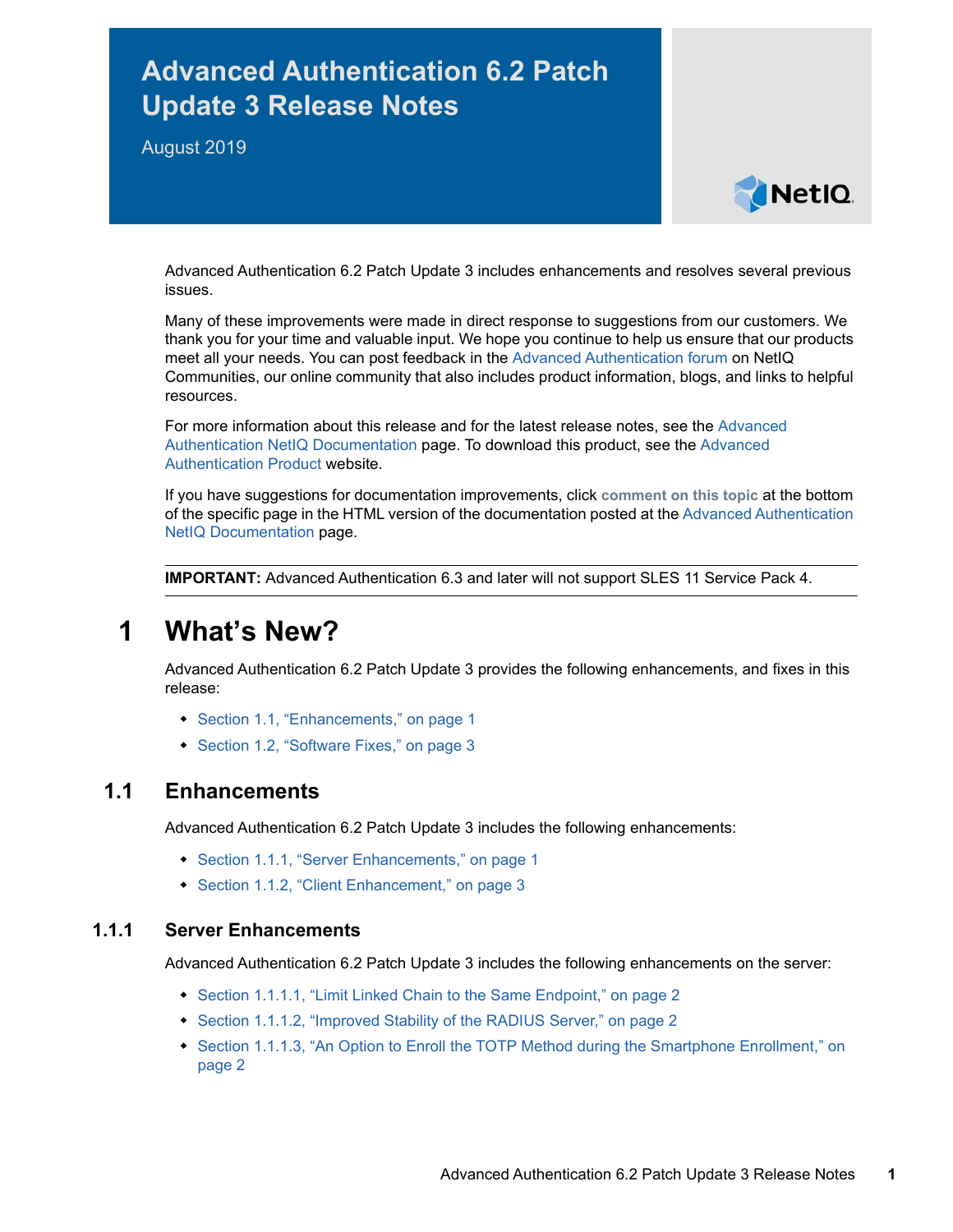# Advanced Authentication 6.2 Patch Update 3 Release Notes

August 2019

Advanced Authentication 6.2 Patch Update 3 includes enhancements and resolves several previous issues.

Many of these improvements were made in direct response to suggestions from our customers. We thank you for your time and valuable input. We hope you continue to help us ensure that our products meet all your needs. You can post feedback in the Advanced Authentication forum on NetIQ Communities, our online community that also includes product information, blogs, and links to helpful resources.

For more information about this release and for the latest release notes, see the Advanced Authentication NetIQ Documentation page. To download this product, see the Advanced Authentication Product website.

If you have suggestions for documentation improvements, click **comment on this topic** at the bottom of the specific page in the HTML version of the documentation posted at the Advanced Authentication NetIQ Documentation page.

---

**IMPORTANT:** Advanced Authentication 6.3 and later will not support SLES 11 Service Pack 4.

---

# 1 What's New?

Advanced Authentication 6.2 Patch Update 3 provides the following enhancements, and fixes in this release:

- Section 1.1, "Enhancements," on page 1
- Section 1.2, "Software Fixes," on page 3

## 1.1 Enhancements

Advanced Authentication 6.2 Patch Update 3 includes the following enhancements:

- Section 1.1.1, "Server Enhancements," on page 1
- Section 1.1.2, "Client Enhancement," on page 3

### 1.1.1 Server Enhancements

Advanced Authentication 6.2 Patch Update 3 includes the following enhancements on the server:

- Section 1.1.1.1, "Limit Linked Chain to the Same Endpoint," on page 2
- Section 1.1.1.2, "Improved Stability of the RADIUS Server," on page 2
- Section 1.1.1.3, "An Option to Enroll the TOTP Method during the Smartphone Enrollment," on page 2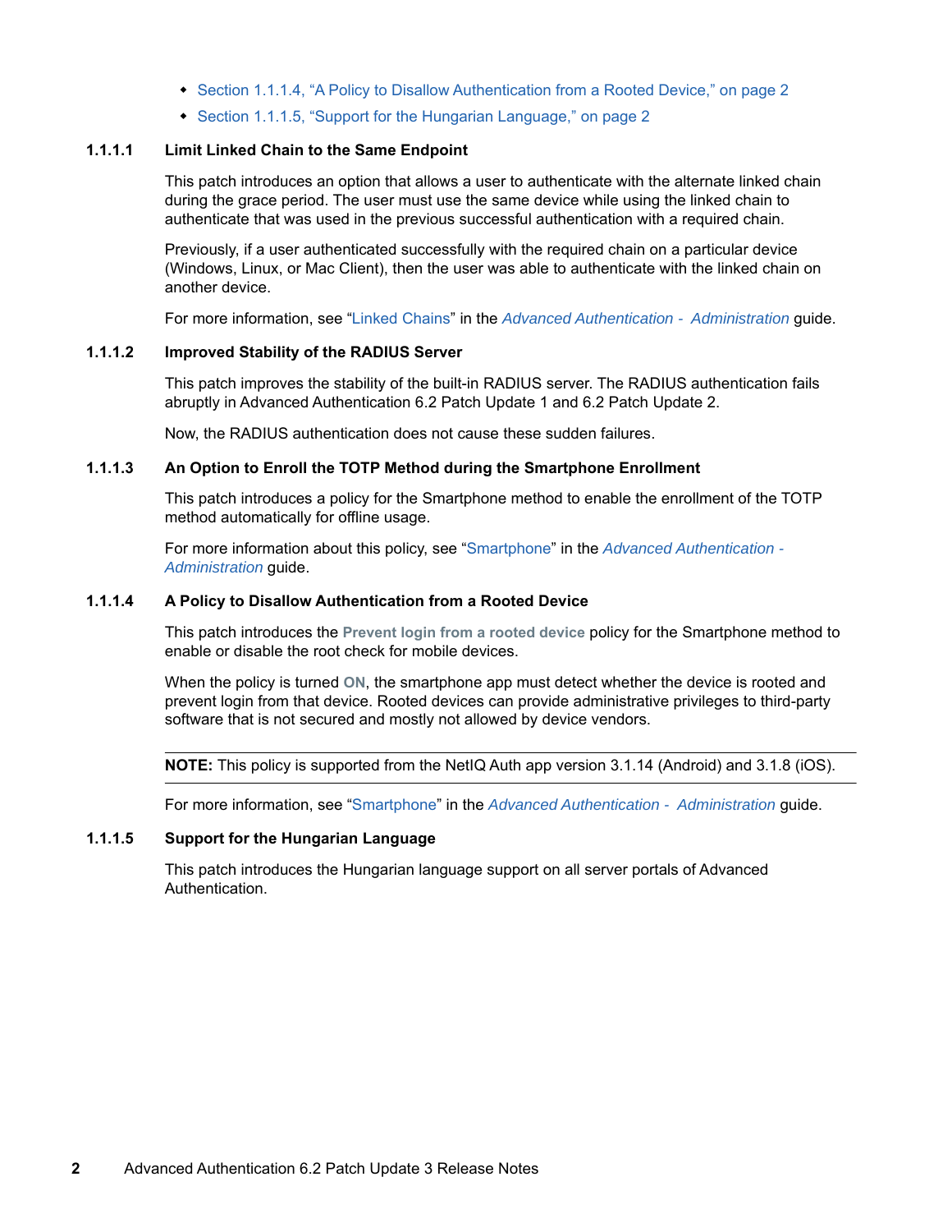- Section 1.1.1.4, "A Policy to Disallow Authentication from a Rooted Device," on page 2
- Section 1.1.1.5, "Support for the Hungarian Language," on page 2

#### 1.1.1.1 Limit Linked Chain to the Same Endpoint

This patch introduces an option that allows a user to authenticate with the alternate linked chain during the grace period. The user must use the same device while using the linked chain to authenticate that was used in the previous successful authentication with a required chain.

Previously, if a user authenticated successfully with the required chain on a particular device (Windows, Linux, or Mac Client), then the user was able to authenticate with the linked chain on another device.

For more information, see "Linked Chains" in the *Advanced Authentication - Administration* guide.

#### 1.1.1.2 Improved Stability of the RADIUS Server

This patch improves the stability of the built-in RADIUS server. The RADIUS authentication fails abruptly in Advanced Authentication 6.2 Patch Update 1 and 6.2 Patch Update 2.

Now, the RADIUS authentication does not cause these sudden failures.

#### 1.1.1.3 An Option to Enroll the TOTP Method during the Smartphone Enrollment

This patch introduces a policy for the Smartphone method to enable the enrollment of the TOTP method automatically for offline usage.

For more information about this policy, see "Smartphone" in the *Advanced Authentication - Administration* guide.

#### 1.1.1.4 A Policy to Disallow Authentication from a Rooted Device

This patch introduces the **Prevent login from a rooted device** policy for the Smartphone method to enable or disable the root check for mobile devices.

When the policy is turned **ON**, the smartphone app must detect whether the device is rooted and prevent login from that device. Rooted devices can provide administrative privileges to third-party software that is not secured and mostly not allowed by device vendors.

---

**NOTE:** This policy is supported from the NetIQ Auth app version 3.1.14 (Android) and 3.1.8 (iOS).

---

For more information, see "Smartphone" in the *Advanced Authentication - Administration* guide.

#### 1.1.1.5 Support for the Hungarian Language

This patch introduces the Hungarian language support on all server portals of Advanced Authentication.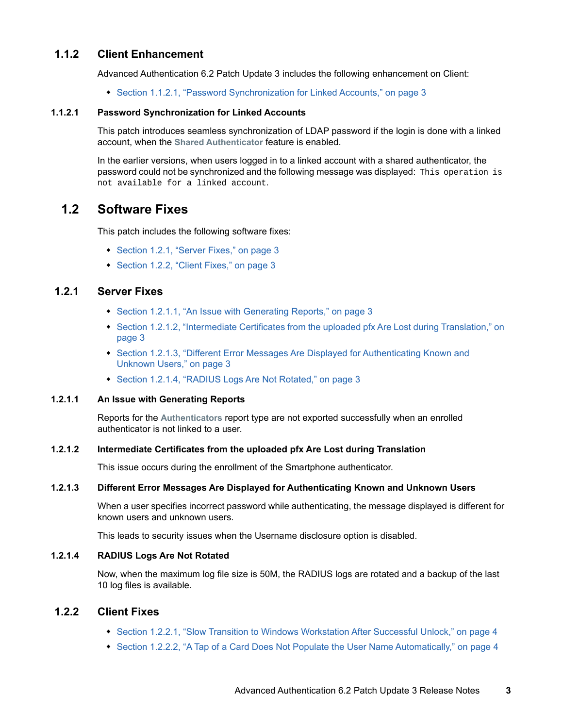### 1.1.2 Client Enhancement

Advanced Authentication 6.2 Patch Update 3 includes the following enhancement on Client:

- Section 1.1.2.1, "Password Synchronization for Linked Accounts," on page 3

#### 1.1.2.1 Password Synchronization for Linked Accounts

This patch introduces seamless synchronization of LDAP password if the login is done with a linked account, when the **Shared Authenticator** feature is enabled.

In the earlier versions, when users logged in to a linked account with a shared authenticator, the password could not be synchronized and the following message was displayed: `This operation is not available for a linked account`.

## 1.2 Software Fixes

This patch includes the following software fixes:

- Section 1.2.1, "Server Fixes," on page 3
- Section 1.2.2, "Client Fixes," on page 3

### 1.2.1 Server Fixes

- Section 1.2.1.1, "An Issue with Generating Reports," on page 3
- Section 1.2.1.2, "Intermediate Certificates from the uploaded pfx Are Lost during Translation," on page 3
- Section 1.2.1.3, "Different Error Messages Are Displayed for Authenticating Known and Unknown Users," on page 3
- Section 1.2.1.4, "RADIUS Logs Are Not Rotated," on page 3

#### 1.2.1.1 An Issue with Generating Reports

Reports for the **Authenticators** report type are not exported successfully when an enrolled authenticator is not linked to a user.

#### 1.2.1.2 Intermediate Certificates from the uploaded pfx Are Lost during Translation

This issue occurs during the enrollment of the Smartphone authenticator.

#### 1.2.1.3 Different Error Messages Are Displayed for Authenticating Known and Unknown Users

When a user specifies incorrect password while authenticating, the message displayed is different for known users and unknown users.

This leads to security issues when the Username disclosure option is disabled.

#### 1.2.1.4 RADIUS Logs Are Not Rotated

Now, when the maximum log file size is 50M, the RADIUS logs are rotated and a backup of the last 10 log files is available.

### 1.2.2 Client Fixes

- Section 1.2.2.1, "Slow Transition to Windows Workstation After Successful Unlock," on page 4
- Section 1.2.2.2, "A Tap of a Card Does Not Populate the User Name Automatically," on page 4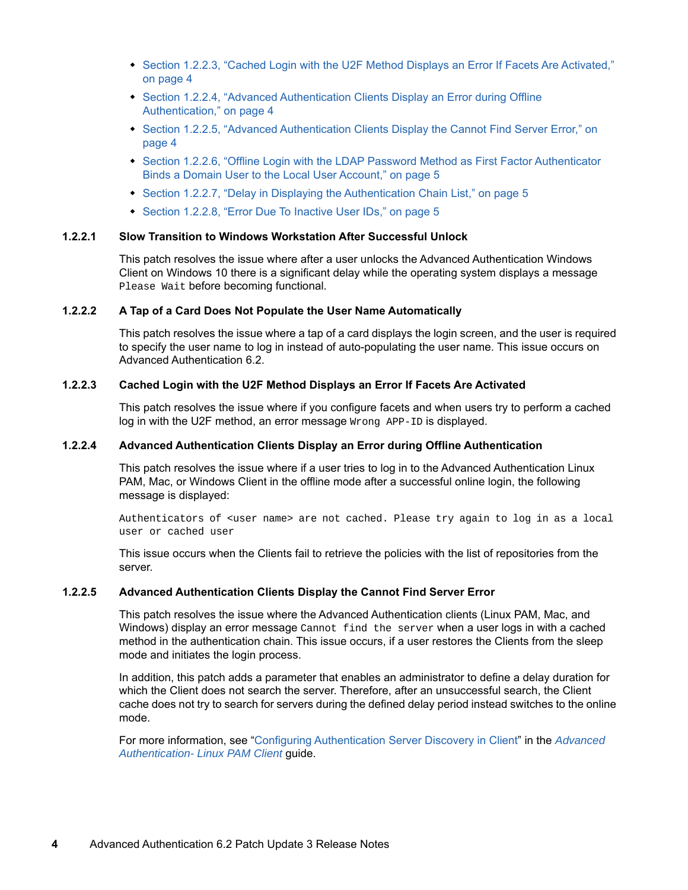- Section 1.2.2.3, “Cached Login with the U2F Method Displays an Error If Facets Are Activated,” on page 4
- Section 1.2.2.4, “Advanced Authentication Clients Display an Error during Offline Authentication,” on page 4
- Section 1.2.2.5, “Advanced Authentication Clients Display the Cannot Find Server Error,” on page 4
- Section 1.2.2.6, “Offline Login with the LDAP Password Method as First Factor Authenticator Binds a Domain User to the Local User Account,” on page 5
- Section 1.2.2.7, “Delay in Displaying the Authentication Chain List,” on page 5
- Section 1.2.2.8, “Error Due To Inactive User IDs,” on page 5

#### 1.2.2.1 Slow Transition to Windows Workstation After Successful Unlock

This patch resolves the issue where after a user unlocks the Advanced Authentication Windows Client on Windows 10 there is a significant delay while the operating system displays a message `Please Wait` before becoming functional.

#### 1.2.2.2 A Tap of a Card Does Not Populate the User Name Automatically

This patch resolves the issue where a tap of a card displays the login screen, and the user is required to specify the user name to log in instead of auto-populating the user name. This issue occurs on Advanced Authentication 6.2.

#### 1.2.2.3 Cached Login with the U2F Method Displays an Error If Facets Are Activated

This patch resolves the issue where if you configure facets and when users try to perform a cached log in with the U2F method, an error message `Wrong APP-ID` is displayed.

#### 1.2.2.4 Advanced Authentication Clients Display an Error during Offline Authentication

This patch resolves the issue where if a user tries to log in to the Advanced Authentication Linux PAM, Mac, or Windows Client in the offline mode after a successful online login, the following message is displayed:

```
Authenticators of <user name> are not cached. Please try again to log in as a local user or cached user
```

This issue occurs when the Clients fail to retrieve the policies with the list of repositories from the server.

#### 1.2.2.5 Advanced Authentication Clients Display the Cannot Find Server Error

This patch resolves the issue where the Advanced Authentication clients (Linux PAM, Mac, and Windows) display an error message `Cannot find the server` when a user logs in with a cached method in the authentication chain. This issue occurs, if a user restores the Clients from the sleep mode and initiates the login process.

In addition, this patch adds a parameter that enables an administrator to define a delay duration for which the Client does not search the server. Therefore, after an unsuccessful search, the Client cache does not try to search for servers during the defined delay period instead switches to the online mode.

For more information, see “Configuring Authentication Server Discovery in Client” in the *Advanced Authentication- Linux PAM Client* guide.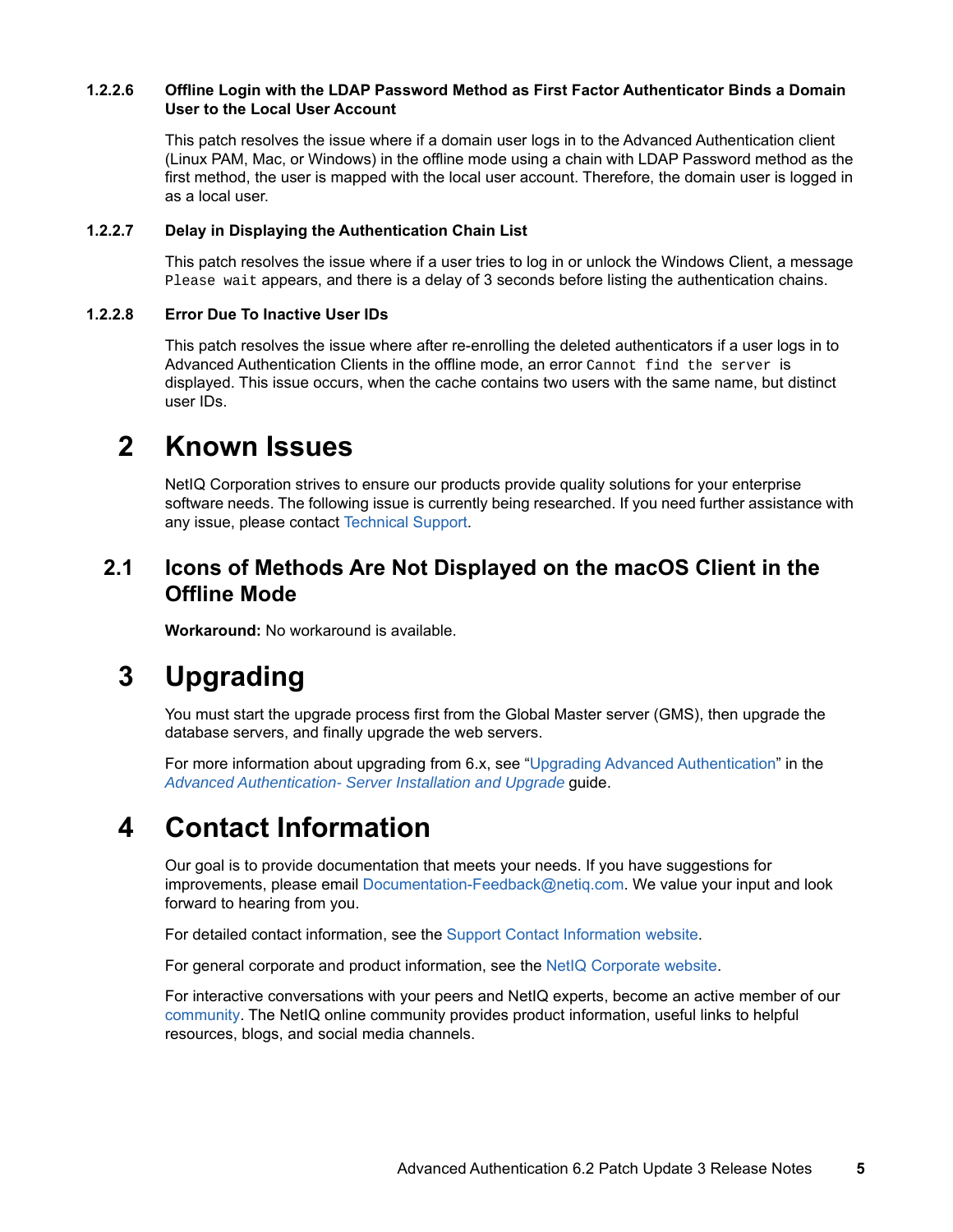#### 1.2.2.6 Offline Login with the LDAP Password Method as First Factor Authenticator Binds a Domain User to the Local User Account

This patch resolves the issue where if a domain user logs in to the Advanced Authentication client (Linux PAM, Mac, or Windows) in the offline mode using a chain with LDAP Password method as the first method, the user is mapped with the local user account. Therefore, the domain user is logged in as a local user.

#### 1.2.2.7 Delay in Displaying the Authentication Chain List

This patch resolves the issue where if a user tries to log in or unlock the Windows Client, a message `Please wait` appears, and there is a delay of 3 seconds before listing the authentication chains.

#### 1.2.2.8 Error Due To Inactive User IDs

This patch resolves the issue where after re-enrolling the deleted authenticators if a user logs in to Advanced Authentication Clients in the offline mode, an error `Cannot find the server` is displayed. This issue occurs, when the cache contains two users with the same name, but distinct user IDs.

# 2 Known Issues

NetIQ Corporation strives to ensure our products provide quality solutions for your enterprise software needs. The following issue is currently being researched. If you need further assistance with any issue, please contact Technical Support.

## 2.1 Icons of Methods Are Not Displayed on the macOS Client in the Offline Mode

**Workaround:** No workaround is available.

# 3 Upgrading

You must start the upgrade process first from the Global Master server (GMS), then upgrade the database servers, and finally upgrade the web servers.

For more information about upgrading from 6.x, see "Upgrading Advanced Authentication" in the *Advanced Authentication- Server Installation and Upgrade* guide.

# 4 Contact Information

Our goal is to provide documentation that meets your needs. If you have suggestions for improvements, please email Documentation-Feedback@netiq.com. We value your input and look forward to hearing from you.

For detailed contact information, see the Support Contact Information website.

For general corporate and product information, see the NetIQ Corporate website.

For interactive conversations with your peers and NetIQ experts, become an active member of our community. The NetIQ online community provides product information, useful links to helpful resources, blogs, and social media channels.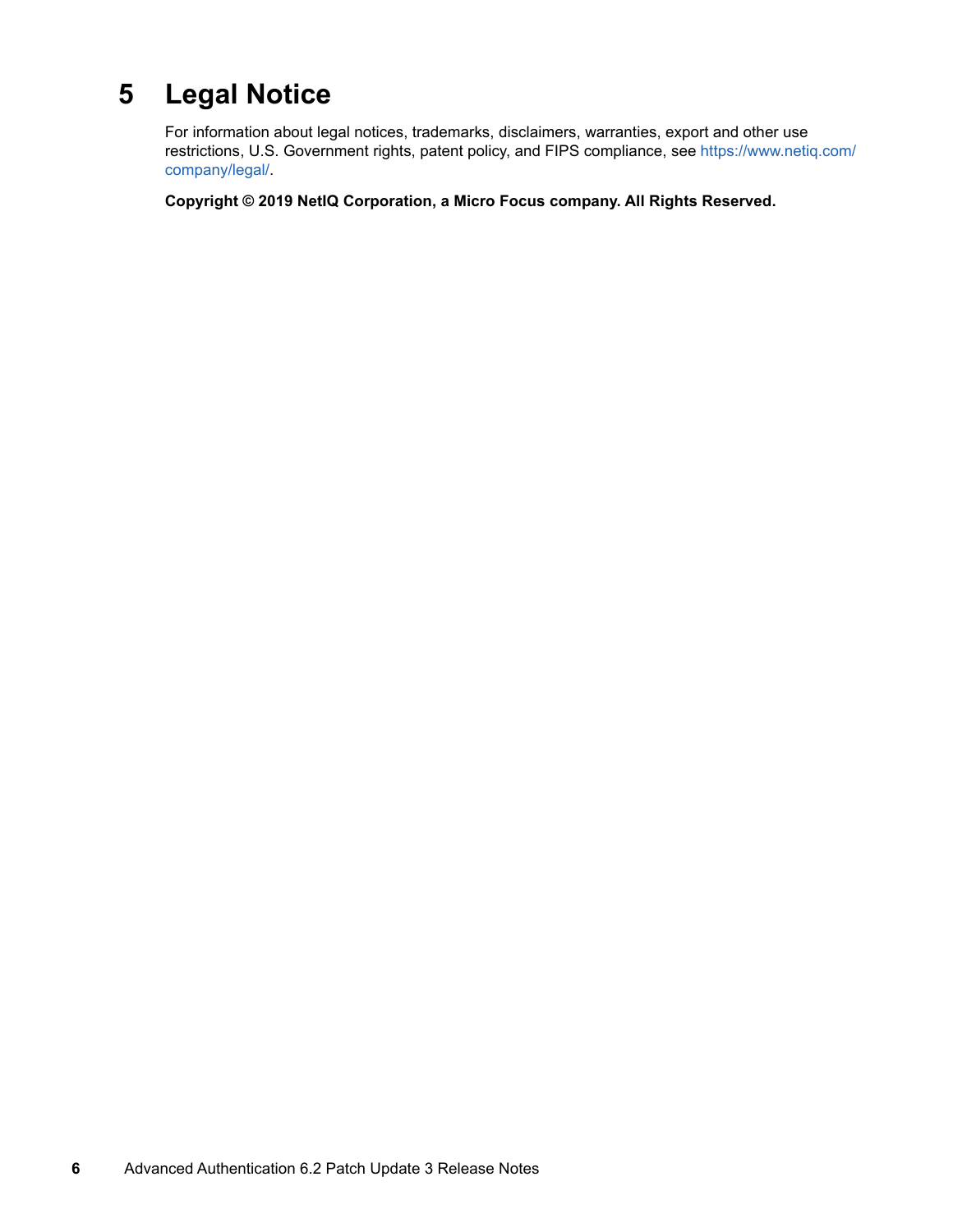# 5 Legal Notice

For information about legal notices, trademarks, disclaimers, warranties, export and other use restrictions, U.S. Government rights, patent policy, and FIPS compliance, see https://www.netiq.com/company/legal/.

**Copyright © 2019 NetIQ Corporation, a Micro Focus company. All Rights Reserved.**